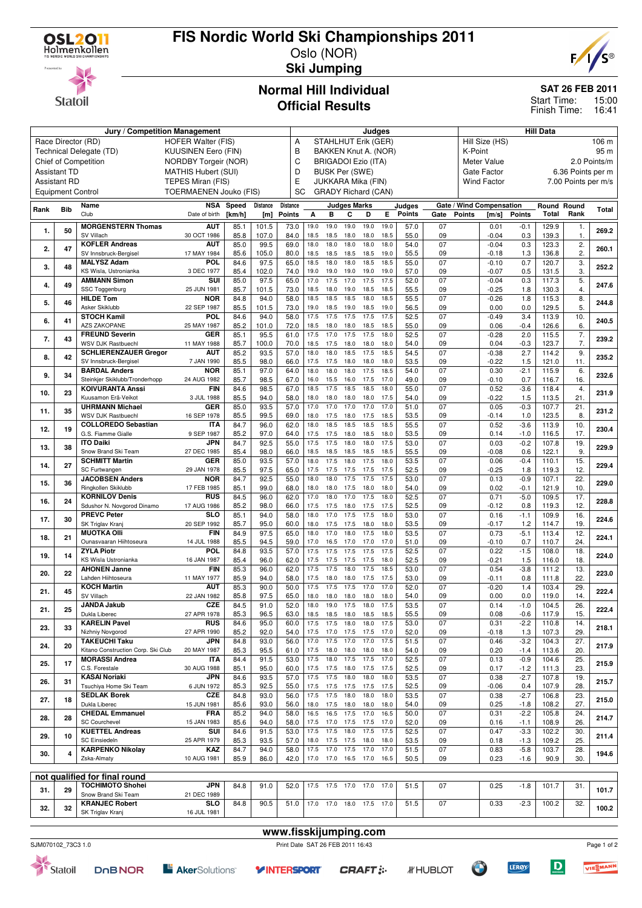# FIS Nordic World Ski Championships 2011

Oslo (NOR)

**Ski Jumping**

## Normal Hill Individual
## Official Results

**SAT 26 FEB 2011**
Start Time: 15:00
Finish Time: 16:41

| Jury / Competition Management | | Judges | | Hill Data | |
|---|---|---|---|---|---|
| Race Director (RD) | HOFER Walter (FIS) | A | STAHLHUT Erik (GER) | Hill Size (HS) | 106 m |
| Technical Delegate (TD) | KUUSINEN Eero (FIN) | B | BAKKEN Knut A. (NOR) | K-Point | 95 m |
| Chief of Competition | NORDBY Torgeir (NOR) | C | BRIGADOI Ezio (ITA) | Meter Value | 2.0 Points/m |
| Assistant TD | MATHIS Hubert (SUI) | D | BUSK Per (SWE) | Gate Factor | 6.36 Points per m |
| Assistant RD | TEPES Miran (FIS) | E | JUKKARA Mika (FIN) | Wind Factor | 7.00 Points per m/s |
| Equipment Control | TOERMAENEN Jouko (FIS) | SC | GRADY Richard (CAN) | | |

| Rank | Bib | Name / Club | NSA / Date of birth | Speed [km/h] | Distance [m] | Distance Points | A | B | C | D | E | Judges Points | Gate | Gate Points | Wind [m/s] | Wind Points | Round Total | Round Rank | Total |
|---|---|---|---|---|---|---|---|---|---|---|---|---|---|---|---|---|---|---|---|
| 1. | 50 | MORGENSTERN Thomas | AUT | 85.1 | 101.5 | 73.0 | 19.0 | 19.0 | 19.0 | 19.0 | 19.0 | 57.0 | 07 | | 0.01 | -0.1 | 129.9 | 1. | 269.2 |
| | | SV Villach | 30 OCT 1986 | 85.8 | 107.0 | 84.0 | 18.5 | 18.5 | 18.0 | 18.0 | 18.5 | 55.0 | 09 | | -0.04 | 0.3 | 139.3 | 1. | |
| 2. | 47 | KOFLER Andreas | AUT | 85.0 | 99.5 | 69.0 | 18.0 | 18.0 | 18.0 | 18.0 | 18.0 | 54.0 | 07 | | -0.04 | 0.3 | 123.3 | 2. | 260.1 |
| | | SV Innsbruck-Bergisel | 17 MAY 1984 | 85.6 | 105.0 | 80.0 | 18.5 | 18.5 | 18.5 | 18.5 | 19.0 | 55.5 | 09 | | -0.18 | 1.3 | 136.8 | 2. | |
| 3. | 48 | MALYSZ Adam | POL | 84.6 | 97.5 | 65.0 | 18.5 | 18.0 | 18.0 | 18.5 | 18.5 | 55.0 | 07 | | -0.10 | 0.7 | 120.7 | 3. | 252.2 |
| | | KS Wisla, Ustronianka | 3 DEC 1977 | 85.4 | 102.0 | 74.0 | 19.0 | 19.0 | 19.0 | 19.0 | 19.0 | 57.0 | 09 | | -0.07 | 0.5 | 131.5 | 3. | |
| 4. | 49 | AMMANN Simon | SUI | 85.0 | 97.5 | 65.0 | 17.0 | 17.5 | 17.0 | 17.5 | 17.5 | 52.0 | 07 | | -0.04 | 0.3 | 117.3 | 5. | 247.6 |
| | | SSC Toggenburg | 25 JUN 1981 | 85.7 | 101.5 | 73.0 | 18.5 | 18.0 | 18.5 | 18.5 | 18.5 | 55.5 | 09 | | -0.25 | 1.8 | 130.3 | 4. | |
| 5. | 46 | HILDE Tom | NOR | 84.8 | 94.0 | 58.0 | 18.5 | 18.5 | 18.5 | 18.0 | 18.5 | 55.5 | 07 | | -0.26 | 1.8 | 115.3 | 8. | 244.8 |
| | | Asker Skiklubb | 22 SEP 1987 | 85.5 | 101.5 | 73.0 | 19.0 | 18.5 | 18.0 | 18.5 | 19.0 | 56.5 | 09 | | 0.00 | 0.0 | 129.5 | 5. | |
| 6. | 41 | STOCH Kamil | POL | 84.6 | 94.0 | 58.0 | 17.5 | 17.5 | 17.5 | 17.5 | 17.5 | 52.5 | 07 | | -0.49 | 3.4 | 113.9 | 10. | 240.5 |
| | | AZS ZAKOPANE | 25 MAY 1987 | 85.2 | 101.0 | 72.0 | 18.5 | 18.0 | 18.0 | 18.5 | 18.5 | 55.0 | 09 | | 0.06 | -0.4 | 126.6 | 6. | |
| 7. | 43 | FREUND Severin | GER | 85.1 | 95.5 | 61.0 | 17.5 | 17.0 | 17.5 | 17.5 | 18.0 | 52.5 | 07 | | -0.28 | 2.0 | 115.5 | 7. | 239.2 |
| | | WSV DJK Rastbuechl | 11 MAY 1988 | 85.7 | 100.0 | 70.0 | 18.5 | 17.5 | 18.0 | 18.0 | 18.0 | 54.0 | 09 | | 0.04 | -0.3 | 123.7 | 7. | |
| 8. | 42 | SCHLIERENZAUER Gregor | AUT | 85.2 | 93.5 | 57.0 | 18.0 | 18.0 | 18.5 | 17.5 | 18.5 | 54.5 | 07 | | -0.38 | 2.7 | 114.2 | 9. | 235.2 |
| | | SV Innsbruck-Bergisel | 7 JAN 1990 | 85.5 | 98.0 | 66.0 | 17.5 | 17.5 | 18.0 | 18.0 | 18.0 | 53.5 | 09 | | -0.22 | 1.5 | 121.0 | 11. | |
| 9. | 34 | BARDAL Anders | NOR | 85.1 | 97.0 | 64.0 | 18.0 | 18.0 | 18.0 | 17.5 | 18.5 | 54.0 | 07 | | 0.30 | -2.1 | 115.9 | 6. | 232.6 |
| | | Steinkjer Skiklubb/Tronderhopp | 24 AUG 1982 | 85.7 | 98.5 | 67.0 | 16.0 | 15.5 | 16.0 | 17.5 | 17.0 | 49.0 | 09 | | -0.10 | 0.7 | 116.7 | 16. | |
| 10. | 23 | KOIVURANTA Anssi | FIN | 84.6 | 98.5 | 67.0 | 18.5 | 17.5 | 18.5 | 18.5 | 18.0 | 55.0 | 07 | | 0.52 | -3.6 | 118.4 | 4. | 231.9 |
| | | Kuusamon Erä-Veikot | 3 JUL 1988 | 85.5 | 94.0 | 58.0 | 18.0 | 18.0 | 18.0 | 18.0 | 17.5 | 54.0 | 09 | | -0.22 | 1.5 | 113.5 | 21. | |
| 11. | 35 | UHRMANN Michael | GER | 85.0 | 93.5 | 57.0 | 17.0 | 17.0 | 17.0 | 17.0 | 17.0 | 51.0 | 07 | | 0.05 | -0.3 | 107.7 | 21. | 231.2 |
| | | WSV DJK Rastbuechl | 16 SEP 1978 | 85.5 | 99.5 | 69.0 | 18.0 | 17.5 | 18.0 | 17.5 | 18.5 | 53.5 | 09 | | -0.14 | 1.0 | 123.5 | 8. | |
| 12. | 19 | COLLOREDO Sebastian | ITA | 84.7 | 96.0 | 62.0 | 18.0 | 18.5 | 18.5 | 18.5 | 18.5 | 55.5 | 07 | | 0.52 | -3.6 | 113.9 | 10. | 230.4 |
| | | G.S. Fiamme Gialle | 9 SEP 1987 | 85.2 | 97.0 | 64.0 | 17.5 | 17.5 | 18.0 | 18.5 | 18.0 | 53.5 | 09 | | 0.14 | -1.0 | 116.5 | 17. | |
| 13. | 38 | ITO Daiki | JPN | 84.7 | 92.5 | 55.0 | 17.5 | 17.5 | 18.0 | 18.0 | 17.5 | 53.0 | 07 | | 0.03 | -0.2 | 107.8 | 19. | 229.9 |
| | | Snow Brand Ski Team | 27 DEC 1985 | 85.4 | 98.0 | 66.0 | 18.5 | 18.5 | 18.5 | 18.5 | 18.5 | 55.5 | 09 | | -0.08 | 0.6 | 122.1 | 9. | |
| 14. | 27 | SCHMITT Martin | GER | 85.0 | 93.5 | 57.0 | 18.0 | 17.5 | 18.0 | 17.5 | 18.0 | 53.5 | 07 | | 0.06 | -0.4 | 110.1 | 15. | 229.4 |
| | | SC Furtwangen | 29 JAN 1978 | 85.5 | 97.5 | 65.0 | 17.5 | 17.5 | 17.5 | 17.5 | 17.5 | 52.5 | 09 | | -0.25 | 1.8 | 119.3 | 12. | |
| 15. | 36 | JACOBSEN Anders | NOR | 84.7 | 92.5 | 55.0 | 18.0 | 18.0 | 17.5 | 17.5 | 17.5 | 53.0 | 07 | | 0.13 | -0.9 | 107.1 | 22. | 229.0 |
| | | Ringkollen Skiklubb | 17 FEB 1985 | 85.1 | 99.0 | 68.0 | 18.0 | 18.0 | 17.5 | 18.0 | 18.0 | 54.0 | 09 | | 0.02 | -0.1 | 121.9 | 10. | |
| 16. | 24 | KORNILOV Denis | RUS | 84.5 | 96.0 | 62.0 | 17.0 | 18.0 | 17.0 | 17.5 | 18.0 | 52.5 | 07 | | 0.71 | -5.0 | 109.5 | 17. | 228.8 |
| | | Sdushor N. Novgorod Dinamo | 17 AUG 1986 | 85.2 | 98.0 | 66.0 | 17.5 | 17.5 | 18.0 | 17.5 | 17.5 | 52.5 | 09 | | -0.12 | 0.8 | 119.3 | 12. | |
| 17. | 30 | PREVC Peter | SLO | 85.1 | 94.0 | 58.0 | 18.0 | 17.0 | 17.5 | 17.5 | 18.0 | 53.0 | 07 | | 0.16 | -1.1 | 109.9 | 16. | 224.6 |
| | | SK Triglav Kranj | 20 SEP 1992 | 85.7 | 95.0 | 60.0 | 18.0 | 17.5 | 17.5 | 18.0 | 18.0 | 53.5 | 09 | | -0.17 | 1.2 | 114.7 | 19. | |
| 18. | 21 | MUOTKA Olli | FIN | 84.9 | 97.5 | 65.0 | 18.0 | 17.0 | 18.0 | 17.5 | 18.0 | 53.5 | 07 | | 0.73 | -5.1 | 113.4 | 12. | 224.1 |
| | | Ounasvaaran Hiihtoseura | 14 JUL 1988 | 85.5 | 94.5 | 59.0 | 17.0 | 16.5 | 17.0 | 17.0 | 17.0 | 51.0 | 09 | | -0.10 | 0.7 | 110.7 | 24. | |
| 19. | 14 | ZYLA Piotr | POL | 84.8 | 93.5 | 57.0 | 17.5 | 17.5 | 17.5 | 17.5 | 17.5 | 52.5 | 07 | | 0.22 | -1.5 | 108.0 | 18. | 224.0 |
| | | KS Wisla Ustronianka | 16 JAN 1987 | 85.4 | 96.0 | 62.0 | 17.5 | 17.5 | 17.5 | 17.5 | 18.0 | 52.5 | 09 | | -0.21 | 1.5 | 116.0 | 18. | |
| 20. | 22 | AHONEN Janne | FIN | 85.3 | 96.0 | 62.0 | 17.5 | 17.5 | 18.0 | 17.5 | 18.5 | 53.0 | 07 | | 0.54 | -3.8 | 111.2 | 13. | 223.0 |
| | | Lahden Hiihtoseura | 11 MAY 1977 | 85.9 | 94.0 | 58.0 | 17.5 | 18.0 | 18.0 | 17.5 | 17.5 | 53.0 | 09 | | -0.11 | 0.8 | 111.8 | 22. | |
| 21. | 45 | KOCH Martin | AUT | 85.3 | 90.0 | 50.0 | 17.5 | 17.5 | 17.5 | 17.0 | 17.0 | 52.0 | 07 | | -0.20 | 1.4 | 103.4 | 29. | 222.4 |
| | | SV Villach | 22 JAN 1982 | 85.8 | 97.5 | 65.0 | 18.0 | 18.0 | 18.0 | 18.0 | 18.0 | 54.0 | 09 | | 0.00 | 0.0 | 119.0 | 14. | |
| 21. | 25 | JANDA Jakub | CZE | 84.5 | 91.0 | 52.0 | 18.0 | 19.0 | 17.5 | 18.0 | 17.5 | 53.5 | 07 | | 0.14 | -1.0 | 104.5 | 26. | 222.4 |
| | | Dukla Liberec | 27 APR 1978 | 85.3 | 96.5 | 63.0 | 18.5 | 18.5 | 18.0 | 18.5 | 18.5 | 55.5 | 09 | | 0.08 | -0.6 | 117.9 | 15. | |
| 23. | 33 | KARELIN Pavel | RUS | 84.6 | 95.0 | 60.0 | 17.5 | 17.5 | 18.0 | 18.0 | 17.5 | 53.0 | 07 | | 0.31 | -2.2 | 110.8 | 14. | 218.1 |
| | | Nizhniy Novgorod | 27 APR 1990 | 85.2 | 92.0 | 54.0 | 17.5 | 17.0 | 17.5 | 17.5 | 17.0 | 52.0 | 09 | | -0.18 | 1.3 | 107.3 | 29. | |
| 24. | 20 | TAKEUCHI Taku | JPN | 84.8 | 93.0 | 56.0 | 17.0 | 17.5 | 17.0 | 17.0 | 17.5 | 51.5 | 07 | | 0.46 | -3.2 | 104.3 | 27. | 217.9 |
| | | Kitano Construction Corp. Ski Club | 20 MAY 1987 | 85.3 | 95.5 | 61.0 | 17.5 | 18.0 | 18.0 | 18.0 | 18.0 | 54.0 | 09 | | 0.20 | -1.4 | 113.6 | 20. | |
| 25. | 17 | MORASSI Andrea | ITA | 84.4 | 91.5 | 53.0 | 17.5 | 18.0 | 17.5 | 17.5 | 17.0 | 52.5 | 07 | | 0.13 | -0.9 | 104.6 | 25. | 215.9 |
| | | C.S. Forestale | 30 AUG 1988 | 85.1 | 95.0 | 60.0 | 17.5 | 17.5 | 17.5 | 17.5 | 17.5 | 52.5 | 09 | | 0.17 | -1.2 | 111.3 | 23. | |
| 26. | 31 | KASAI Noriaki | JPN | 84.6 | 93.5 | 57.0 | 17.5 | 17.5 | 18.0 | 18.0 | 18.0 | 53.5 | 07 | | 0.38 | -2.7 | 107.8 | 19. | 215.7 |
| | | Tsuchiya Home Ski Team | 6 JUN 1972 | 85.3 | 92.5 | 55.0 | 17.5 | 17.5 | 17.5 | 17.5 | 17.5 | 52.5 | 09 | | -0.06 | 0.4 | 107.9 | 28. | |
| 27. | 18 | SEDLAK Borek | CZE | 84.8 | 93.0 | 56.0 | 17.5 | 17.5 | 18.0 | 18.0 | 18.0 | 53.5 | 07 | | 0.38 | -2.7 | 106.8 | 23. | 215.0 |
| | | Dukla Liberec | 15 JUN 1981 | 85.6 | 93.0 | 56.0 | 18.0 | 17.5 | 18.0 | 18.0 | 18.0 | 54.0 | 09 | | 0.25 | -1.8 | 108.2 | 27. | |
| 28. | 28 | CHEDAL Emmanuel | FRA | 85.2 | 94.0 | 58.0 | 16.5 | 16.5 | 17.5 | 17.0 | 16.5 | 50.0 | 07 | | 0.31 | -2.2 | 105.8 | 24. | 214.7 |
| | | SC Courchevel | 15 JAN 1983 | 85.6 | 94.0 | 58.0 | 17.5 | 17.0 | 17.5 | 17.5 | 17.0 | 52.0 | 09 | | 0.16 | -1.1 | 108.9 | 26. | |
| 29. | 10 | KUETTEL Andreas | SUI | 84.6 | 91.5 | 53.0 | 17.5 | 17.5 | 18.0 | 17.5 | 17.5 | 52.5 | 07 | | 0.47 | -3.3 | 102.2 | 30. | 211.4 |
| | | SC Einsiedeln | 25 APR 1979 | 85.3 | 93.5 | 57.0 | 18.0 | 17.5 | 17.5 | 18.0 | 18.0 | 53.5 | 09 | | 0.18 | -1.3 | 109.2 | 25. | |
| 30. | 4 | KARPENKO Nikolay | KAZ | 84.7 | 94.0 | 58.0 | 17.5 | 17.0 | 17.5 | 17.0 | 17.0 | 51.5 | 07 | | 0.83 | -5.8 | 103.7 | 28. | 194.6 |
| | | Zska-Almaty | 10 AUG 1981 | 85.9 | 86.0 | 42.0 | 17.0 | 17.0 | 16.5 | 17.0 | 16.5 | 50.5 | 09 | | 0.23 | -1.6 | 90.9 | 30. | |

**not qualified for final round**

| Rank | Bib | Name / Club | NSA / Date of birth | Speed [km/h] | Distance [m] | Distance Points | A | B | C | D | E | Judges Points | Gate | Gate Points | Wind [m/s] | Wind Points | Round Total | Round Rank | Total |
|---|---|---|---|---|---|---|---|---|---|---|---|---|---|---|---|---|---|---|---|
| 31. | 29 | TOCHIMOTO Shohei | JPN | 84.8 | 91.0 | 52.0 | 17.5 | 17.5 | 17.0 | 17.0 | 17.0 | 51.5 | 07 | | 0.25 | -1.8 | 101.7 | 31. | 101.7 |
| | | Snow Brand Ski Team | 21 DEC 1989 | | | | | | | | | | | | | | | | |
| 32. | 32 | KRANJEC Robert | SLO | 84.8 | 90.5 | 51.0 | 17.0 | 17.0 | 18.0 | 17.5 | 17.0 | 51.5 | 07 | | 0.33 | -2.3 | 100.2 | 32. | 100.2 |
| | | SK Triglav Kranj | 16 JUL 1981 | | | | | | | | | | | | | | | | |

www.fisskijumping.com

SJM070102_73C3 1.0 — Print Date SAT 26 FEB 2011 16:43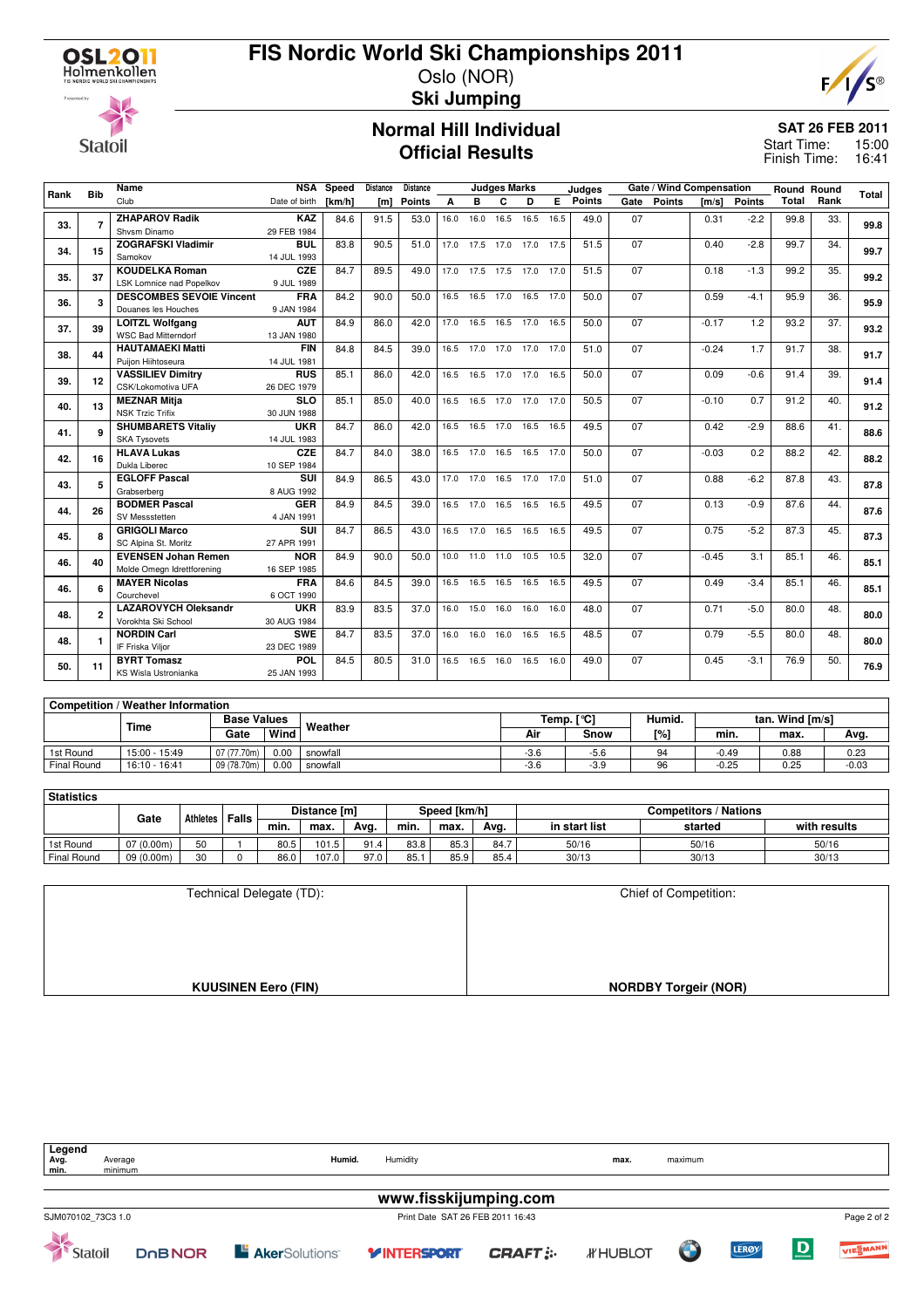# FIS Nordic World Ski Championships 2011

Oslo (NOR)

## Ski Jumping

### Normal Hill Individual
### Official Results

**SAT 26 FEB 2011**
Start Time: 15:00
Finish Time: 16:41

| Rank | Bib | Name / Club | NSA / Date of birth | Speed [km/h] | Distance [m] | Distance Points | A | B | C | D | E | Judges Points | Gate | Gate Points | Wind [m/s] | Wind Points | Round Total | Round Rank | Total |
|---|---|---|---|---|---|---|---|---|---|---|---|---|---|---|---|---|---|---|---|
| 33. | 7 | **ZHAPAROV Radik** Shvsm Dinamo | **KAZ** 29 FEB 1984 | 84.6 | 91.5 | 53.0 | 16.0 | 16.0 | 16.5 | 16.5 | 16.5 | 49.0 | 07 | | 0.31 | -2.2 | 99.8 | 33. | **99.8** |
| 34. | 15 | **ZOGRAFSKI Vladimir** Samokov | **BUL** 14 JUL 1993 | 83.8 | 90.5 | 51.0 | 17.0 | 17.5 | 17.0 | 17.0 | 17.5 | 51.5 | 07 | | 0.40 | -2.8 | 99.7 | 34. | **99.7** |
| 35. | 37 | **KOUDELKA Roman** LSK Lomnice nad Popelkov | **CZE** 9 JUL 1989 | 84.7 | 89.5 | 49.0 | 17.0 | 17.5 | 17.5 | 17.0 | 17.0 | 51.5 | 07 | | 0.18 | -1.3 | 99.2 | 35. | **99.2** |
| 36. | 3 | **DESCOMBES SEVOIE Vincent** Douanes les Houches | **FRA** 9 JAN 1984 | 84.2 | 90.0 | 50.0 | 16.5 | 16.5 | 17.0 | 16.5 | 17.0 | 50.0 | 07 | | 0.59 | -4.1 | 95.9 | 36. | **95.9** |
| 37. | 39 | **LOITZL Wolfgang** WSC Bad Mitterndorf | **AUT** 13 JAN 1980 | 84.9 | 86.0 | 42.0 | 17.0 | 16.5 | 16.5 | 17.0 | 16.5 | 50.0 | 07 | | -0.17 | 1.2 | 93.2 | 37. | **93.2** |
| 38. | 44 | **HAUTAMAEKI Matti** Puijon Hiihtoseura | **FIN** 14 JUL 1981 | 84.8 | 84.5 | 39.0 | 16.5 | 17.0 | 17.0 | 17.0 | 17.0 | 51.0 | 07 | | -0.24 | 1.7 | 91.7 | 38. | **91.7** |
| 39. | 12 | **VASSILIEV Dimitry** CSK/Lokomotiva UFA | **RUS** 26 DEC 1979 | 85.1 | 86.0 | 42.0 | 16.5 | 16.5 | 17.0 | 17.0 | 16.5 | 50.0 | 07 | | 0.09 | -0.6 | 91.4 | 39. | **91.4** |
| 40. | 13 | **MEZNAR Mitja** NSK Trzic Trifix | **SLO** 30 JUN 1988 | 85.1 | 85.0 | 40.0 | 16.5 | 16.5 | 17.0 | 17.0 | 17.0 | 50.5 | 07 | | -0.10 | 0.7 | 91.2 | 40. | **91.2** |
| 41. | 9 | **SHUMBARETS Vitaliy** SKA Tysovets | **UKR** 14 JUL 1983 | 84.7 | 86.0 | 42.0 | 16.5 | 16.5 | 17.0 | 16.5 | 16.5 | 49.5 | 07 | | 0.42 | -2.9 | 88.6 | 41. | **88.6** |
| 42. | 16 | **HLAVA Lukas** Dukla Liberec | **CZE** 10 SEP 1984 | 84.7 | 84.0 | 38.0 | 16.5 | 17.0 | 16.5 | 16.5 | 17.0 | 50.0 | 07 | | -0.03 | 0.2 | 88.2 | 42. | **88.2** |
| 43. | 5 | **EGLOFF Pascal** Grabserberg | **SUI** 8 AUG 1992 | 84.9 | 86.5 | 43.0 | 17.0 | 17.0 | 16.5 | 17.0 | 17.0 | 51.0 | 07 | | 0.88 | -6.2 | 87.8 | 43. | **87.8** |
| 44. | 26 | **BODMER Pascal** SV Messstetten | **GER** 4 JAN 1991 | 84.9 | 84.5 | 39.0 | 16.5 | 17.0 | 16.5 | 16.5 | 16.5 | 49.5 | 07 | | 0.13 | -0.9 | 87.6 | 44. | **87.6** |
| 45. | 8 | **GRIGOLI Marco** SC Alpina St. Moritz | **SUI** 27 APR 1991 | 84.7 | 86.5 | 43.0 | 16.5 | 17.0 | 16.5 | 16.5 | 16.5 | 49.5 | 07 | | 0.75 | -5.2 | 87.3 | 45. | **87.3** |
| 46. | 40 | **EVENSEN Johan Remen** Molde Omegn Idrettforening | **NOR** 16 SEP 1985 | 84.9 | 90.0 | 50.0 | 10.0 | 11.0 | 11.0 | 10.5 | 10.5 | 32.0 | 07 | | -0.45 | 3.1 | 85.1 | 46. | **85.1** |
| 46. | 6 | **MAYER Nicolas** Courchevel | **FRA** 6 OCT 1990 | 84.6 | 84.5 | 39.0 | 16.5 | 16.5 | 16.5 | 16.5 | 16.5 | 49.5 | 07 | | 0.49 | -3.4 | 85.1 | 46. | **85.1** |
| 48. | 2 | **LAZAROVYCH Oleksandr** Vorokhta Ski School | **UKR** 30 AUG 1984 | 83.9 | 83.5 | 37.0 | 16.0 | 15.0 | 16.0 | 16.0 | 16.0 | 48.0 | 07 | | 0.71 | -5.0 | 80.0 | 48. | **80.0** |
| 48. | 1 | **NORDIN Carl** IF Friska Viljor | **SWE** 23 DEC 1989 | 84.7 | 83.5 | 37.0 | 16.0 | 16.0 | 16.0 | 16.5 | 16.5 | 48.5 | 07 | | 0.79 | -5.5 | 80.0 | 48. | **80.0** |
| 50. | 11 | **BYRT Tomasz** KS Wisla Ustronianka | **POL** 25 JAN 1993 | 84.5 | 80.5 | 31.0 | 16.5 | 16.5 | 16.0 | 16.5 | 16.0 | 49.0 | 07 | | 0.45 | -3.1 | 76.9 | 50. | **76.9** |

### Competition / Weather Information

| | Time | Base Values Gate | Base Values Wind | Weather | Temp. [°C] Air | Temp. [°C] Snow | Humid. [%] | tan. Wind [m/s] min. | tan. Wind [m/s] max. | tan. Wind [m/s] Avg. |
|---|---|---|---|---|---|---|---|---|---|---|
| 1st Round | 15:00 - 15:49 | 07 (77.70m) | 0.00 | snowfall | -3.6 | -5.6 | 94 | -0.49 | 0.88 | 0.23 |
| Final Round | 16:10 - 16:41 | 09 (78.70m) | 0.00 | snowfall | -3.6 | -3.9 | 96 | -0.25 | 0.25 | -0.03 |

### Statistics

| | Gate | Athletes | Falls | Distance [m] min. | Distance [m] max. | Distance [m] Avg. | Speed [km/h] min. | Speed [km/h] max. | Speed [km/h] Avg. | Competitors / Nations in start list | Competitors / Nations started | Competitors / Nations with results |
|---|---|---|---|---|---|---|---|---|---|---|---|---|
| 1st Round | 07 (0.00m) | 50 | 1 | 80.5 | 101.5 | 91.4 | 83.8 | 85.3 | 84.7 | 50/16 | 50/16 | 50/16 |
| Final Round | 09 (0.00m) | 30 | 0 | 86.0 | 107.0 | 97.0 | 85.1 | 85.9 | 85.4 | 30/13 | 30/13 | 30/13 |

| Technical Delegate (TD): | Chief of Competition: |
|---|---|
| **KUUSINEN Eero (FIN)** | **NORDBY Torgeir (NOR)** |

**Legend**

| | | | | | |
|---|---|---|---|---|---|
| **Avg.** | Average | **Humid.** | Humidity | **max.** | maximum |
| **min.** | minimum | | | | |

www.fisskijumping.com

SJM070102_73C3 1.0 — Print Date SAT 26 FEB 2011 16:43